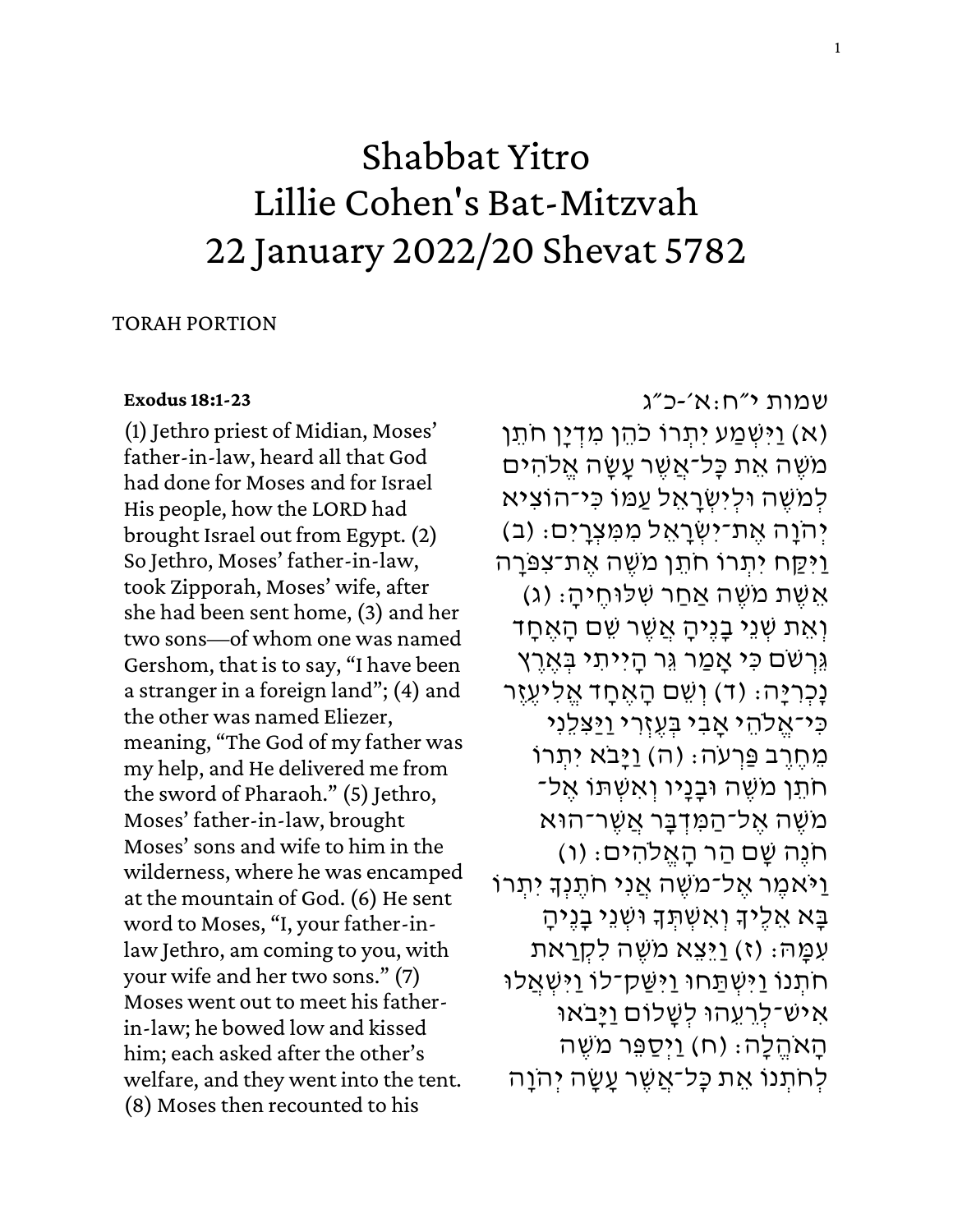# Shabbat Yitro
# Lillie Cohen's Bat-Mitzvah
# 22 January 2022/20 Shevat 5782

TORAH PORTION

**Exodus 18:1-23**

(1) Jethro priest of Midian, Moses' father-in-law, heard all that God had done for Moses and for Israel His people, how the LORD had brought Israel out from Egypt. (2) So Jethro, Moses' father-in-law, took Zipporah, Moses' wife, after she had been sent home, (3) and her two sons—of whom one was named Gershom, that is to say, "I have been a stranger in a foreign land"; (4) and the other was named Eliezer, meaning, "The God of my father was my help, and He delivered me from the sword of Pharaoh." (5) Jethro, Moses' father-in-law, brought Moses' sons and wife to him in the wilderness, where he was encamped at the mountain of God. (6) He sent word to Moses, "I, your father-in-law Jethro, am coming to you, with your wife and her two sons." (7) Moses went out to meet his father-in-law; he bowed low and kissed him; each asked after the other's welfare, and they went into the tent. (8) Moses then recounted to his

שמות י״ח:א׳-כ״ג

(א) וַיִּשְׁמַע יִתְרוֹ כֹהֵן מִדְיָן חֹתֵן מֹשֶׁה אֵת כָּל־אֲשֶׁר עָשָׂה אֱלֹהִים לְמֹשֶׁה וּלְיִשְׂרָאֵל עַמּוֹ כִּי־הוֹצִיא יְהֹוָה אֶת־יִשְׂרָאֵל מִמִּצְרָיִם׃ (ב) וַיִּקַּח יִתְרוֹ חֹתֵן מֹשֶׁה אֶת־צִפֹּרָה אֵשֶׁת מֹשֶׁה אַחַר שִׁלּוּחֶיהָ׃ (ג) וְאֵת שְׁנֵי בָנֶיהָ אֲשֶׁר שֵׁם הָאֶחָד גֵּרְשֹׁם כִּי אָמַר גֵּר הָיִיתִי בְּאֶרֶץ נָכְרִיָּה׃ (ד) וְשֵׁם הָאֶחָד אֱלִיעֶזֶר כִּי־אֱלֹהֵי אָבִי בְּעֶזְרִי וַיַּצִּלֵנִי מֵחֶרֶב פַּרְעֹה׃ (ה) וַיָּבֹא יִתְרוֹ חֹתֵן מֹשֶׁה וּבָנָיו וְאִשְׁתּוֹ אֶל־מֹשֶׁה אֶל־הַמִּדְבָּר אֲשֶׁר־הוּא חֹנֶה שָׁם הַר הָאֱלֹהִים׃ (ו) וַיֹּאמֶר אֶל־מֹשֶׁה אֲנִי חֹתֶנְךָ יִתְרוֹ בָּא אֵלֶיךָ וְאִשְׁתְּךָ וּשְׁנֵי בָנֶיהָ עִמָּהּ׃ (ז) וַיֵּצֵא מֹשֶׁה לִקְרַאת חֹתְנוֹ וַיִּשְׁתַּחוּ וַיִּשַּׁק־לוֹ וַיִּשְׁאֲלוּ אִישׁ־לְרֵעֵהוּ לְשָׁלוֹם וַיָּבֹאוּ הָאֹהֱלָה׃ (ח) וַיְסַפֵּר מֹשֶׁה לְחֹתְנוֹ אֵת כָּל־אֲשֶׁר עָשָׂה יְהֹוָה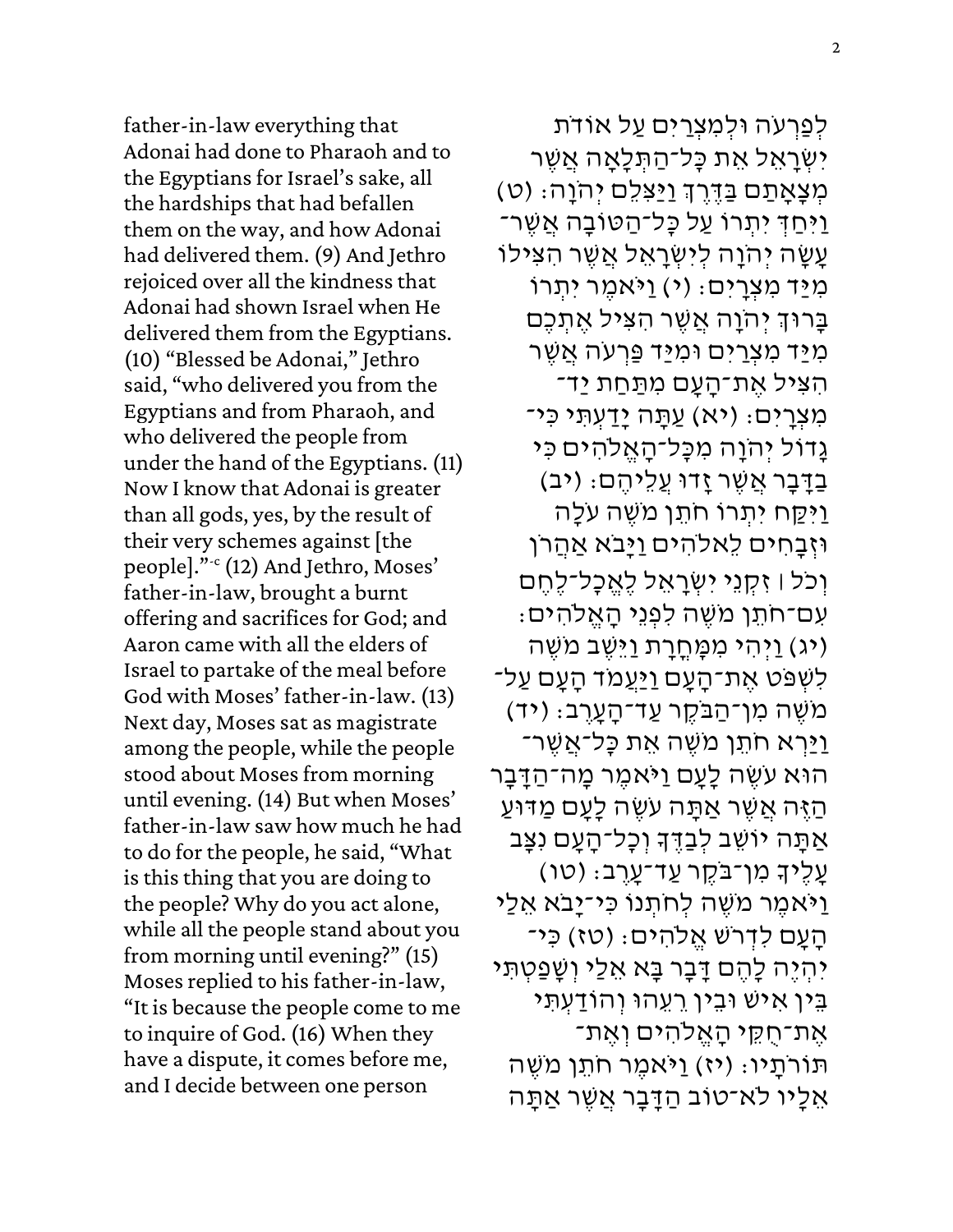father-in-law everything that Adonai had done to Pharaoh and to the Egyptians for Israel's sake, all the hardships that had befallen them on the way, and how Adonai had delivered them. (9) And Jethro rejoiced over all the kindness that Adonai had shown Israel when He delivered them from the Egyptians. (10) "Blessed be Adonai," Jethro said, "who delivered you from the Egyptians and from Pharaoh, and who delivered the people from under the hand of the Egyptians. (11) Now I know that Adonai is greater than all gods, yes, by the result of their very schemes against [the people]."-c (12) And Jethro, Moses' father-in-law, brought a burnt offering and sacrifices for God; and Aaron came with all the elders of Israel to partake of the meal before God with Moses' father-in-law. (13) Next day, Moses sat as magistrate among the people, while the people stood about Moses from morning until evening. (14) But when Moses' father-in-law saw how much he had to do for the people, he said, "What is this thing that you are doing to the people? Why do you act alone, while all the people stand about you from morning until evening?" (15) Moses replied to his father-in-law, "It is because the people come to me to inquire of God. (16) When they have a dispute, it comes before me, and I decide between one person

לְפַרְעֹה וּלְמִצְרַיִם עַל אוֹדֹת יִשְׂרָאֵל אֵת כָּל־הַתְּלָאָה אֲשֶׁר מְצָאָתַם בַּדֶּרֶךְ וַיַּצִּלֵם יְהֹוָה׃ (ט) וַיִּחַדְּ יִתְרוֹ עַל כָּל־הַטּוֹבָה אֲשֶׁר־עָשָׂה יְהֹוָה לְיִשְׂרָאֵל אֲשֶׁר הִצִּילוֹ מִיַּד מִצְרָיִם׃ (י) וַיֹּאמֶר יִתְרוֹ בָּרוּךְ יְהֹוָה אֲשֶׁר הִצִּיל אֶתְכֶם מִיַּד מִצְרַיִם וּמִיַּד פַּרְעֹה אֲשֶׁר הִצִּיל אֶת־הָעָם מִתַּחַת יַד־מִצְרָיִם׃ (יא) עַתָּה יָדַעְתִּי כִּי־גָדוֹל יְהֹוָה מִכָּל־הָאֱלֹהִים כִּי בַדָּבָר אֲשֶׁר זָדוּ עֲלֵיהֶם׃ (יב) וַיִּקַּח יִתְרוֹ חֹתֵן מֹשֶׁה עֹלָה וּזְבָחִים לֵאלֹהִים וַיָּבֹא אַהֲרֹן וְכֹל ׀ זִקְנֵי יִשְׂרָאֵל לֶאֱכָל־לֶחֶם עִם־חֹתֵן מֹשֶׁה לִפְנֵי הָאֱלֹהִים׃ (יג) וַיְהִי מִמָּחֳרָת וַיֵּשֶׁב מֹשֶׁה לִשְׁפֹּט אֶת־הָעָם וַיַּעֲמֹד הָעָם עַל־מֹשֶׁה מִן־הַבֹּקֶר עַד־הָעָרֶב׃ (יד) וַיַּרְא חֹתֵן מֹשֶׁה אֵת כָּל־אֲשֶׁר־הוּא עֹשֶׂה לָעָם וַיֹּאמֶר מָה־הַדָּבָר הַזֶּה אֲשֶׁר אַתָּה עֹשֶׂה לָעָם מַדּוּעַ אַתָּה יוֹשֵׁב לְבַדֶּךָ וְכָל־הָעָם נִצָּב עָלֶיךָ מִן־בֹּקֶר עַד־עָרֶב׃ (טו) וַיֹּאמֶר מֹשֶׁה לְחֹתְנוֹ כִּי־יָבֹא אֵלַי הָעָם לִדְרֹשׁ אֱלֹהִים׃ (טז) כִּי־יִהְיֶה לָהֶם דָּבָר בָּא אֵלַי וְשָׁפַטְתִּי בֵּין אִישׁ וּבֵין רֵעֵהוּ וְהוֹדַעְתִּי אֶת־חֻקֵּי הָאֱלֹהִים וְאֶת־תּוֹרֹתָיו׃ (יז) וַיֹּאמֶר חֹתֵן מֹשֶׁה אֵלָיו לֹא־טוֹב הַדָּבָר אֲשֶׁר אַתָּה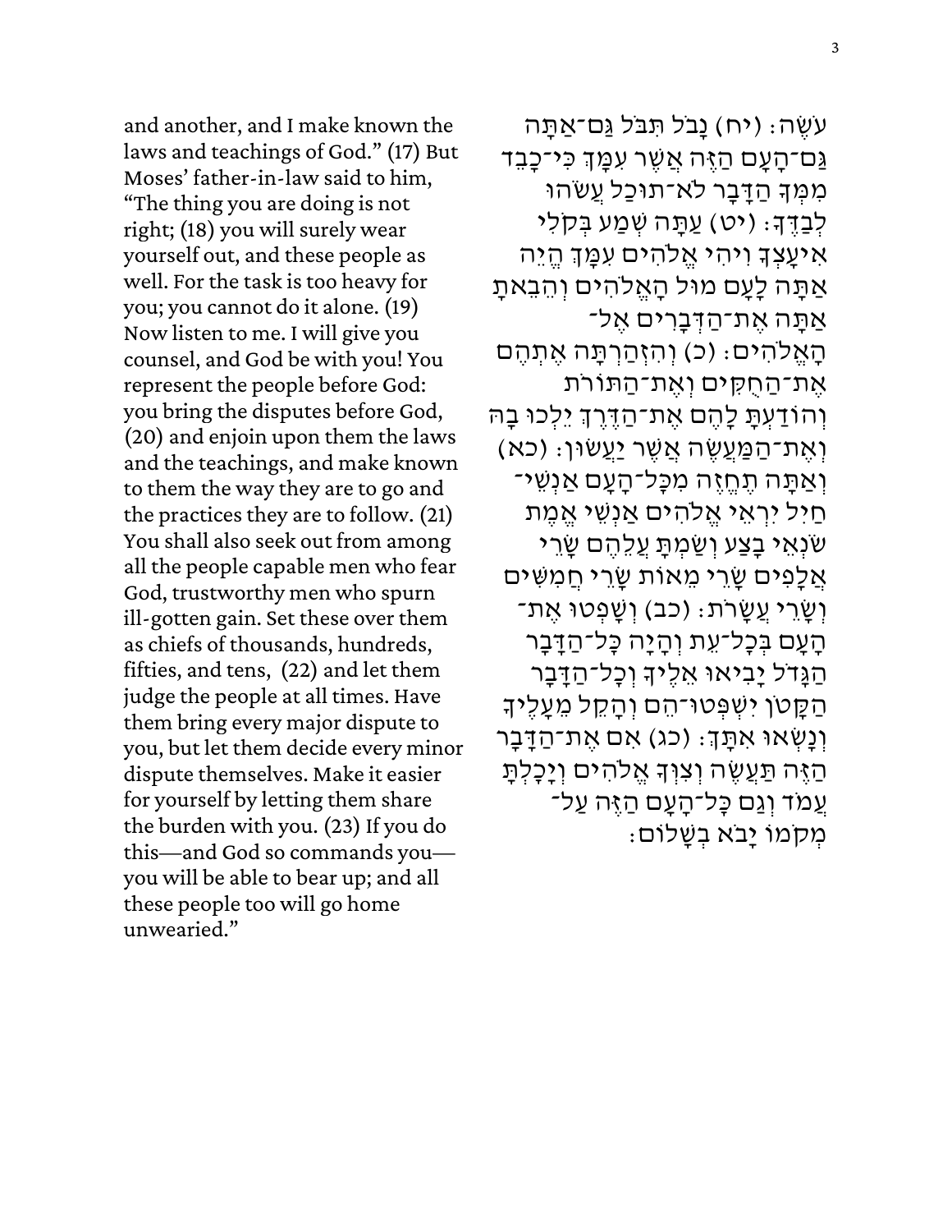and another, and I make known the laws and teachings of God." (17) But Moses' father-in-law said to him, "The thing you are doing is not right; (18) you will surely wear yourself out, and these people as well. For the task is too heavy for you; you cannot do it alone. (19) Now listen to me. I will give you counsel, and God be with you! You represent the people before God: you bring the disputes before God, (20) and enjoin upon them the laws and the teachings, and make known to them the way they are to go and the practices they are to follow. (21) You shall also seek out from among all the people capable men who fear God, trustworthy men who spurn ill-gotten gain. Set these over them as chiefs of thousands, hundreds, fifties, and tens, (22) and let them judge the people at all times. Have them bring every major dispute to you, but let them decide every minor dispute themselves. Make it easier for yourself by letting them share the burden with you. (23) If you do this—and God so commands you—you will be able to bear up; and all these people too will go home unwearied."

עֹשֶׂה׃ (יח) נָבֹל תִּבֹּל גַּם־אַתָּה גַּם־הָעָם הַזֶּה אֲשֶׁר עִמָּךְ כִּי־כָבֵד מִמְּךָ הַדָּבָר לֹא־תוּכַל עֲשֹׂהוּ לְבַדֶּךָ׃ (יט) עַתָּה שְׁמַע בְּקֹלִי אִיעָצְךָ וִיהִי אֱלֹהִים עִמָּךְ הֱיֵה אַתָּה לָעָם מוּל הָאֱלֹהִים וְהֵבֵאתָ אַתָּה אֶת־הַדְּבָרִים אֶל־הָאֱלֹהִים׃ (כ) וְהִזְהַרְתָּה אֶתְהֶם אֶת־הַחֻקִּים וְאֶת־הַתּוֹרֹת וְהוֹדַעְתָּ לָהֶם אֶת־הַדֶּרֶךְ יֵלְכוּ בָהּ וְאֶת־הַמַּעֲשֶׂה אֲשֶׁר יַעֲשׂוּן׃ (כא) וְאַתָּה תֶחֱזֶה מִכָּל־הָעָם אַנְשֵׁי־חַיִל יִרְאֵי אֱלֹהִים אַנְשֵׁי אֱמֶת שֹׂנְאֵי בָצַע וְשַׂמְתָּ עֲלֵהֶם שָׂרֵי אֲלָפִים שָׂרֵי מֵאוֹת שָׂרֵי חֲמִשִּׁים וְשָׂרֵי עֲשָׂרֹת׃ (כב) וְשָׁפְטוּ אֶת־הָעָם בְּכָל־עֵת וְהָיָה כָּל־הַדָּבָר הַגָּדֹל יָבִיאוּ אֵלֶיךָ וְכָל־הַדָּבָר הַקָּטֹן יִשְׁפְּטוּ־הֵם וְהָקֵל מֵעָלֶיךָ וְנָשְׂאוּ אִתָּךְ׃ (כג) אִם אֶת־הַדָּבָר הַזֶּה תַּעֲשֶׂה וְצִוְּךָ אֱלֹהִים וְיָכָלְתָּ עֲמֹד וְגַם כָּל־הָעָם הַזֶּה עַל־מְקֹמוֹ יָבֹא בְשָׁלוֹם׃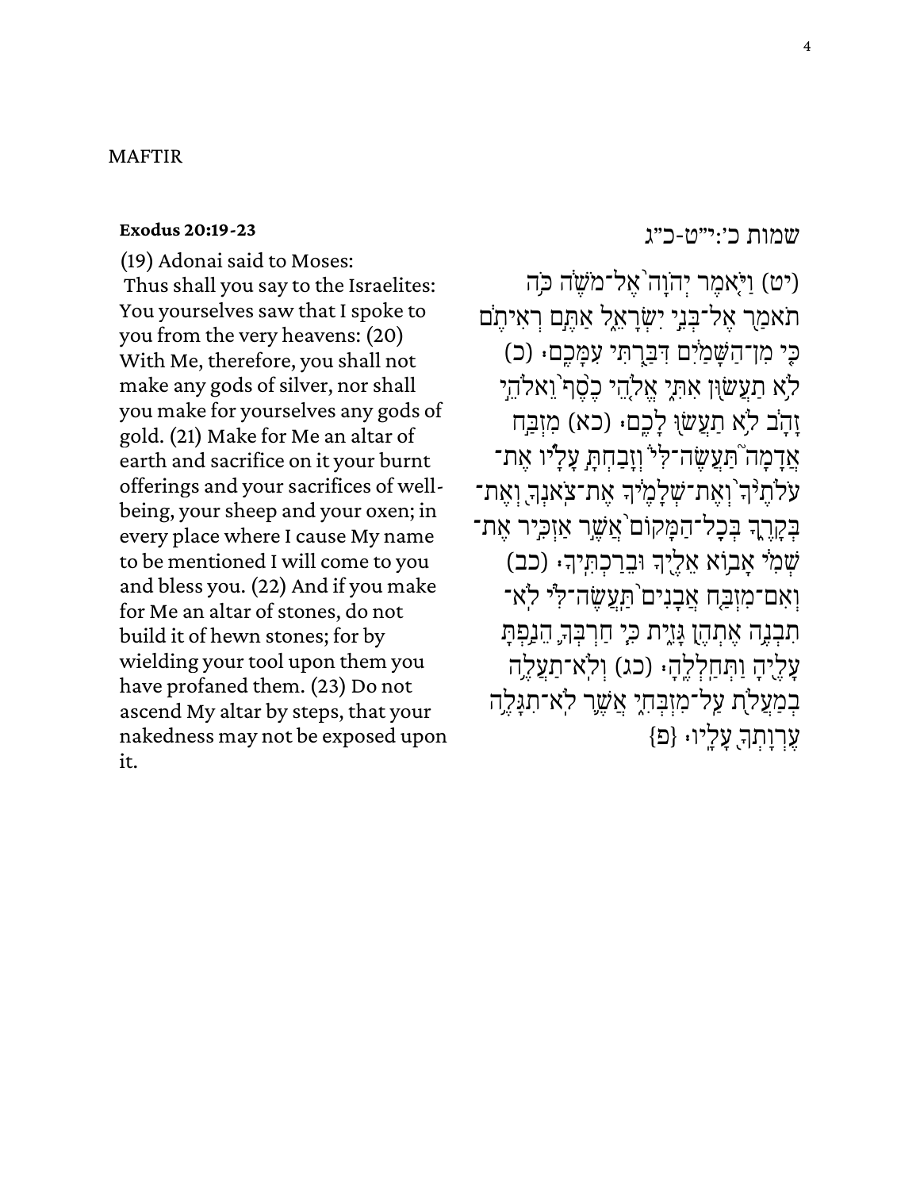MAFTIR

**Exodus 20:19-23**

(19) Adonai said to Moses:
 Thus shall you say to the Israelites: You yourselves saw that I spoke to you from the very heavens: (20) With Me, therefore, you shall not make any gods of silver, nor shall you make for yourselves any gods of gold. (21) Make for Me an altar of earth and sacrifice on it your burnt offerings and your sacrifices of well-being, your sheep and your oxen; in every place where I cause My name to be mentioned I will come to you and bless you. (22) And if you make for Me an altar of stones, do not build it of hewn stones; for by wielding your tool upon them you have profaned them. (23) Do not ascend My altar by steps, that your nakedness may not be exposed upon it.

שמות כ׳:י״ט-כ״ג

(יט) וַיֹּ֤אמֶר יְהֹוָה֙ אֶל־מֹשֶׁ֔ה כֹּ֥ה תֹאמַ֖ר אֶל־בְּנֵ֣י יִשְׂרָאֵ֑ל אַתֶּ֣ם רְאִיתֶ֔ם כִּ֚י מִן־הַשָּׁמַ֔יִם דִּבַּ֖רְתִּי עִמָּכֶֽם׃ (כ) לֹ֥א תַעֲשׂ֖וּן אִתִּ֑י אֱלֹ֤הֵי כֶ֙סֶף֙ וֵֽאלֹהֵ֣י זָהָ֔ב לֹ֥א תַעֲשׂ֖וּ לָכֶֽם׃ (כא) מִזְבַּ֣ח אֲדָמָה֮ תַּעֲשֶׂה־לִּי֒ וְזָבַחְתָּ֣ עָלָ֗יו אֶת־עֹ֙לֹתֶ֙יךָ֙ וְאֶת־שְׁלָמֶ֔יךָ אֶת־צֹאנְךָ֖ וְאֶת־בְּקָרֶ֑ךָ בְּכָל־הַמָּקוֹם֙ אֲשֶׁ֣ר אַזְכִּ֣יר אֶת־שְׁמִ֔י אָב֥וֹא אֵלֶ֖יךָ וּבֵרַכְתִּֽיךָ׃ (כב) וְאִם־מִזְבַּ֤ח אֲבָנִים֙ תַּעֲשֶׂה־לִּ֔י לֹא־תִבְנֶ֥ה אֶתְהֶ֖ן גָּזִ֑ית כִּ֧י חַרְבְּךָ֛ הֵנַ֥פְתָּ עָלֶ֖יהָ וַתְּחַלְלֶֽהָ׃ (כג) וְלֹא־תַעֲלֶ֥ה בְמַעֲלֹ֖ת עַל־מִזְבְּחִ֑י אֲשֶׁ֛ר לֹא־תִגָּלֶ֥ה עֶרְוָתְךָ֖ עָלָֽיו׃ {פ}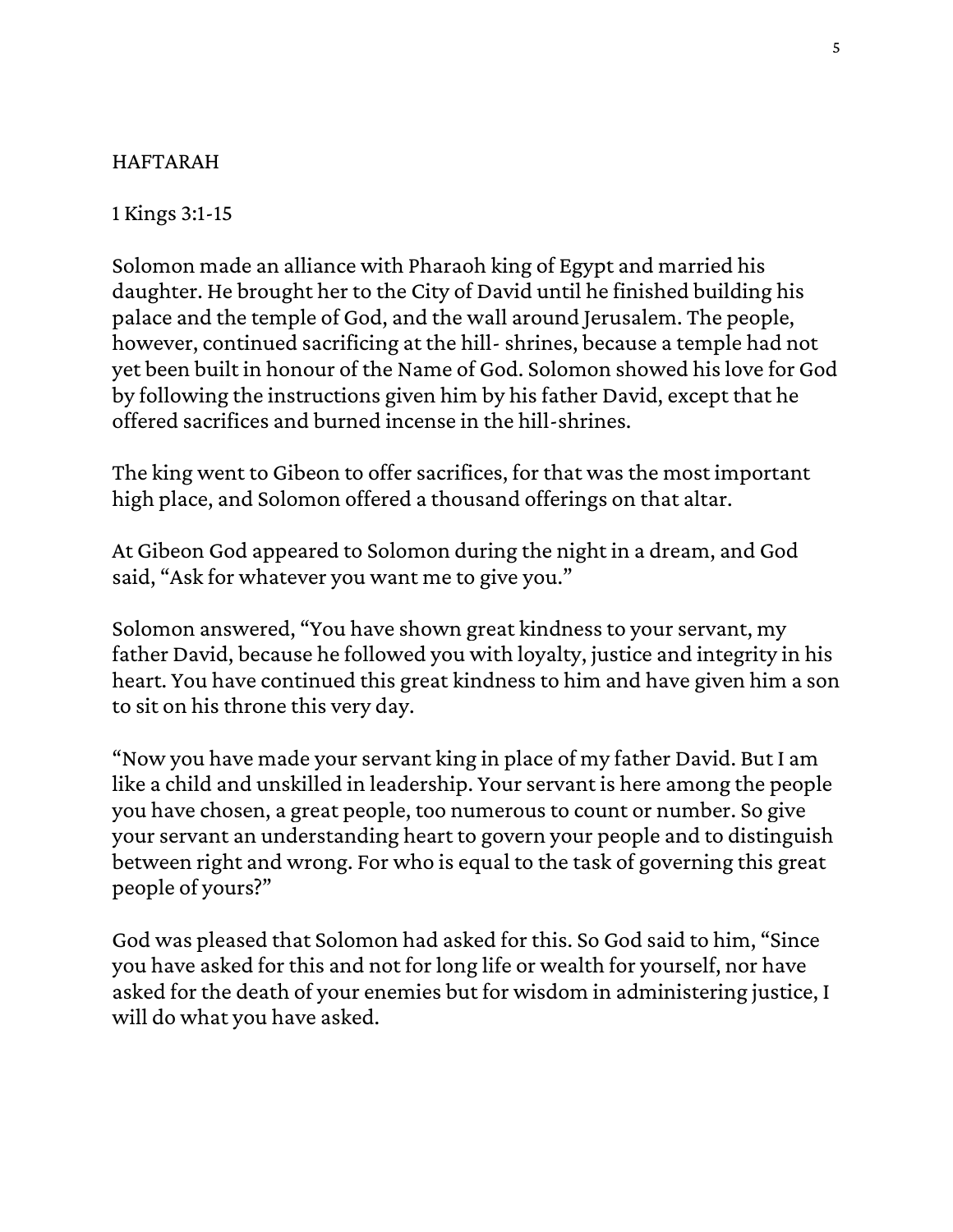## HAFTARAH

1 Kings 3:1-15

Solomon made an alliance with Pharaoh king of Egypt and married his daughter. He brought her to the City of David until he finished building his palace and the temple of God, and the wall around Jerusalem. The people, however, continued sacrificing at the hill- shrines, because a temple had not yet been built in honour of the Name of God. Solomon showed his love for God by following the instructions given him by his father David, except that he offered sacrifices and burned incense in the hill-shrines.

The king went to Gibeon to offer sacrifices, for that was the most important high place, and Solomon offered a thousand offerings on that altar.

At Gibeon God appeared to Solomon during the night in a dream, and God said, "Ask for whatever you want me to give you."

Solomon answered, "You have shown great kindness to your servant, my father David, because he followed you with loyalty, justice and integrity in his heart. You have continued this great kindness to him and have given him a son to sit on his throne this very day.

"Now you have made your servant king in place of my father David. But I am like a child and unskilled in leadership. Your servant is here among the people you have chosen, a great people, too numerous to count or number. So give your servant an understanding heart to govern your people and to distinguish between right and wrong. For who is equal to the task of governing this great people of yours?"

God was pleased that Solomon had asked for this. So God said to him, "Since you have asked for this and not for long life or wealth for yourself, nor have asked for the death of your enemies but for wisdom in administering justice, I will do what you have asked.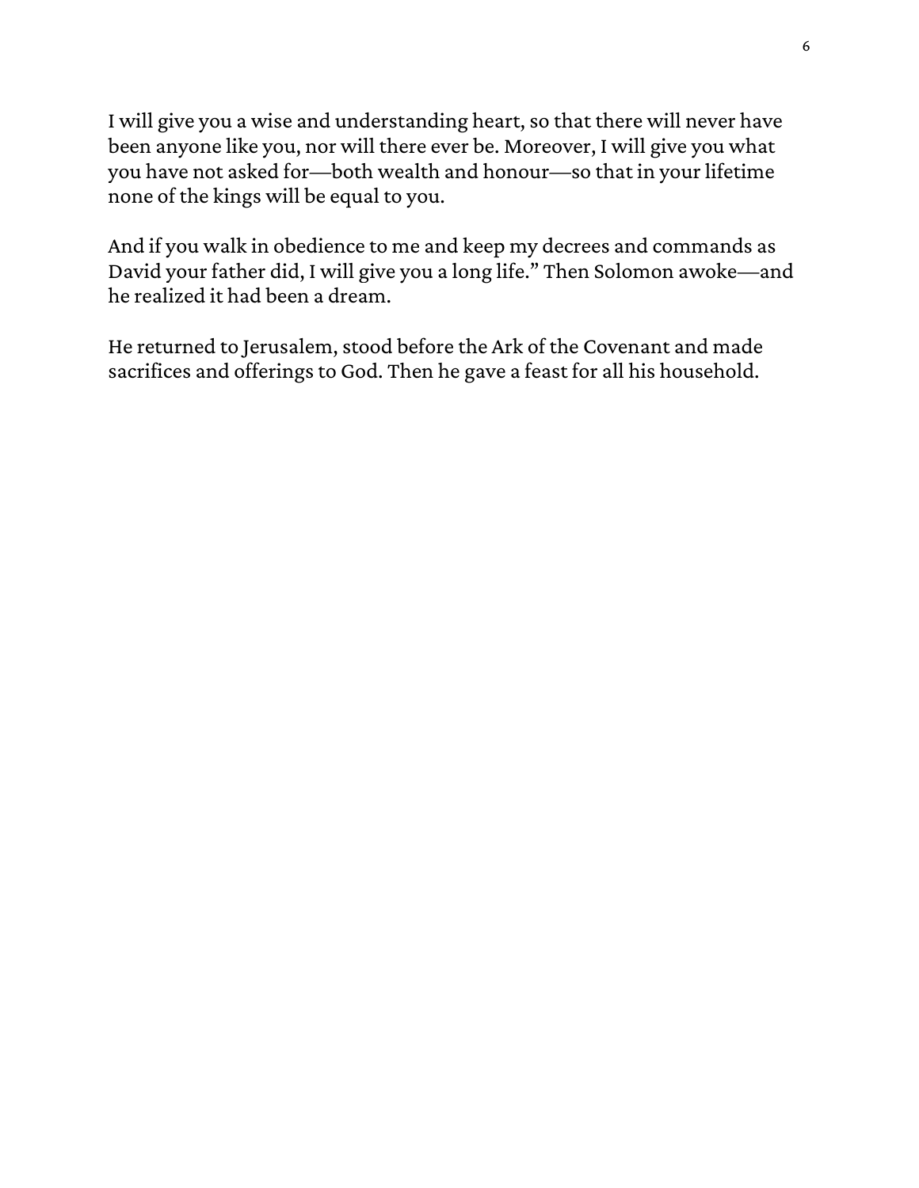I will give you a wise and understanding heart, so that there will never have been anyone like you, nor will there ever be. Moreover, I will give you what you have not asked for—both wealth and honour—so that in your lifetime none of the kings will be equal to you.

And if you walk in obedience to me and keep my decrees and commands as David your father did, I will give you a long life." Then Solomon awoke—and he realized it had been a dream.

He returned to Jerusalem, stood before the Ark of the Covenant and made sacrifices and offerings to God. Then he gave a feast for all his household.